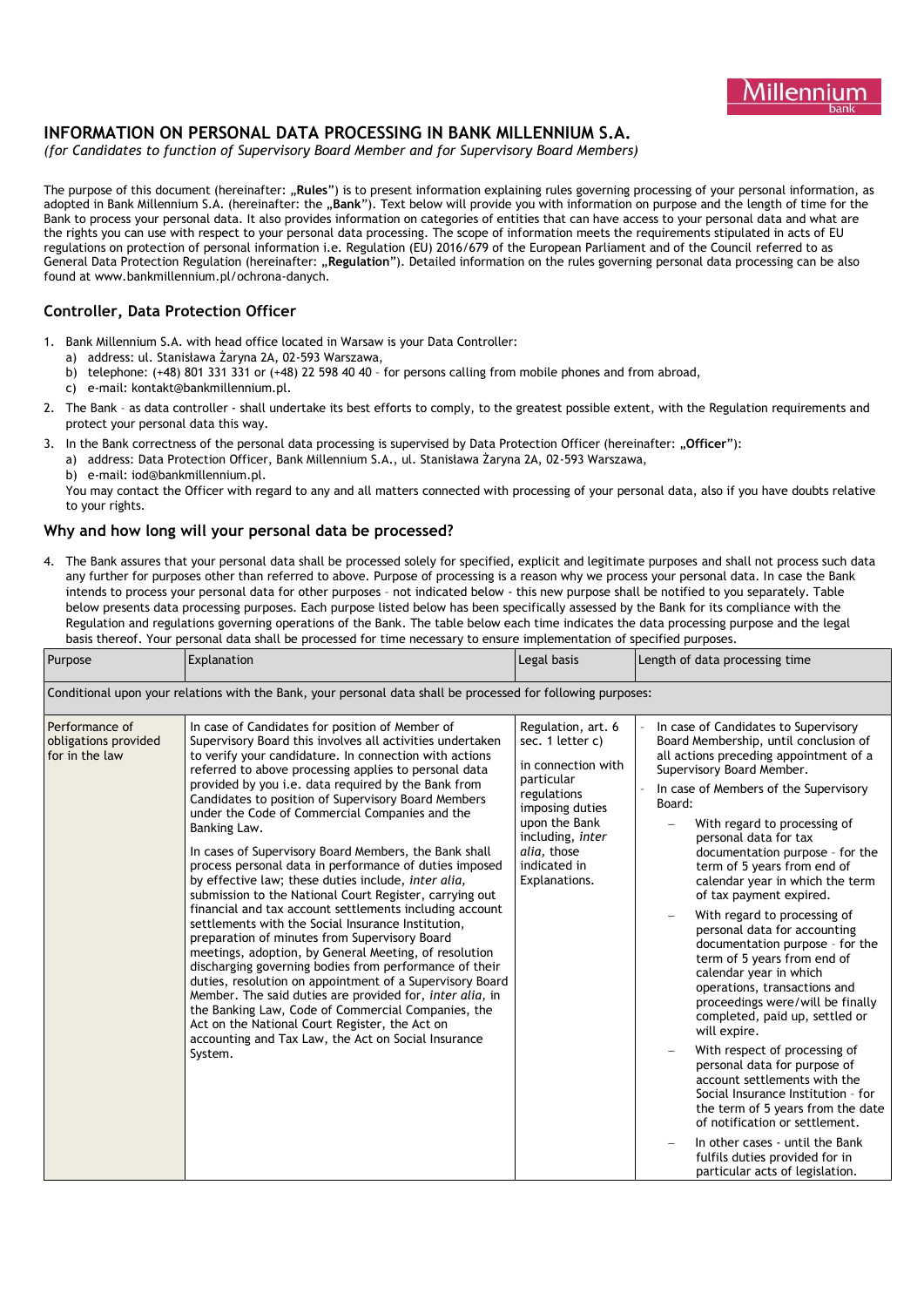# INFORMATION ON PERSONAL DATA PROCESSING IN BANK MILLENNIUM S.A.

*(for Candidates to function of Supervisory Board Member and for Supervisory Board Members)*

The purpose of this document (hereinafter: „**Rules**") is to present information explaining rules governing processing of your personal information, as adopted in Bank Millennium S.A. (hereinafter: the „**Bank**"). Text below will provide you with information on purpose and the length of time for the Bank to process your personal data. It also provides information on categories of entities that can have access to your personal data and what are the rights you can use with respect to your personal data processing. The scope of information meets the requirements stipulated in acts of EU regulations on protection of personal information i.e. Regulation (EU) 2016/679 of the European Parliament and of the Council referred to as General Data Protection Regulation (hereinafter: „**Regulation**"). Detailed information on the rules governing personal data processing can be also found at www.bankmillennium.pl/ochrona-danych.

## Controller, Data Protection Officer

1. Bank Millennium S.A. with head office located in Warsaw is your Data Controller:
   a) address: ul. Stanisława Żaryna 2A, 02-593 Warszawa,
   b) telephone: (+48) 801 331 331 or (+48) 22 598 40 40 – for persons calling from mobile phones and from abroad,
   c) e-mail: kontakt@bankmillennium.pl.
2. The Bank – as data controller - shall undertake its best efforts to comply, to the greatest possible extent, with the Regulation requirements and protect your personal data this way.
3. In the Bank correctness of the personal data processing is supervised by Data Protection Officer (hereinafter: „**Officer**"):
   a) address: Data Protection Officer, Bank Millennium S.A., ul. Stanisława Żaryna 2A, 02-593 Warszawa,
   b) e-mail: iod@bankmillennium.pl.

   You may contact the Officer with regard to any and all matters connected with processing of your personal data, also if you have doubts relative to your rights.

## Why and how long will your personal data be processed?

4. The Bank assures that your personal data shall be processed solely for specified, explicit and legitimate purposes and shall not process such data any further for purposes other than referred to above. Purpose of processing is a reason why we process your personal data. In case the Bank intends to process your personal data for other purposes – not indicated below - this new purpose shall be notified to you separately. Table below presents data processing purposes. Each purpose listed below has been specifically assessed by the Bank for its compliance with the Regulation and regulations governing operations of the Bank. The table below each time indicates the data processing purpose and the legal basis thereof. Your personal data shall be processed for time necessary to ensure implementation of specified purposes.

| Purpose | Explanation | Legal basis | Length of data processing time |
|---|---|---|---|
| Conditional upon your relations with the Bank, your personal data shall be processed for following purposes: | | | |
| Performance of obligations provided for in the law | In case of Candidates for position of Member of Supervisory Board this involves all activities undertaken to verify your candidature. In connection with actions referred to above processing applies to personal data provided by you i.e. data required by the Bank from Candidates to position of Supervisory Board Members under the Code of Commercial Companies and the Banking Law.<br><br>In cases of Supervisory Board Members, the Bank shall process personal data in performance of duties imposed by effective law; these duties include, *inter alia,* submission to the National Court Register, carrying out financial and tax account settlements including account settlements with the Social Insurance Institution, preparation of minutes from Supervisory Board meetings, adoption, by General Meeting, of resolution discharging governing bodies from performance of their duties, resolution on appointment of a Supervisory Board Member. The said duties are provided for, *inter alia,* in the Banking Law, Code of Commercial Companies, the Act on the National Court Register, the Act on accounting and Tax Law, the Act on Social Insurance System. | Regulation, art. 6 sec. 1 letter c) in connection with particular regulations imposing duties upon the Bank including, *inter alia,* those indicated in Explanations. | - In case of Candidates to Supervisory Board Membership, until conclusion of all actions preceding appointment of a Supervisory Board Member.<br>- In case of Members of the Supervisory Board:<br>– With regard to processing of personal data for tax documentation purpose – for the term of 5 years from end of calendar year in which the term of tax payment expired.<br>– With regard to processing of personal data for accounting documentation purpose – for the term of 5 years from end of calendar year in which operations, transactions and proceedings were/will be finally completed, paid up, settled or will expire.<br>– With respect of processing of personal data for purpose of account settlements with the Social Insurance Institution – for the term of 5 years from the date of notification or settlement.<br>– In other cases - until the Bank fulfils duties provided for in particular acts of legislation. |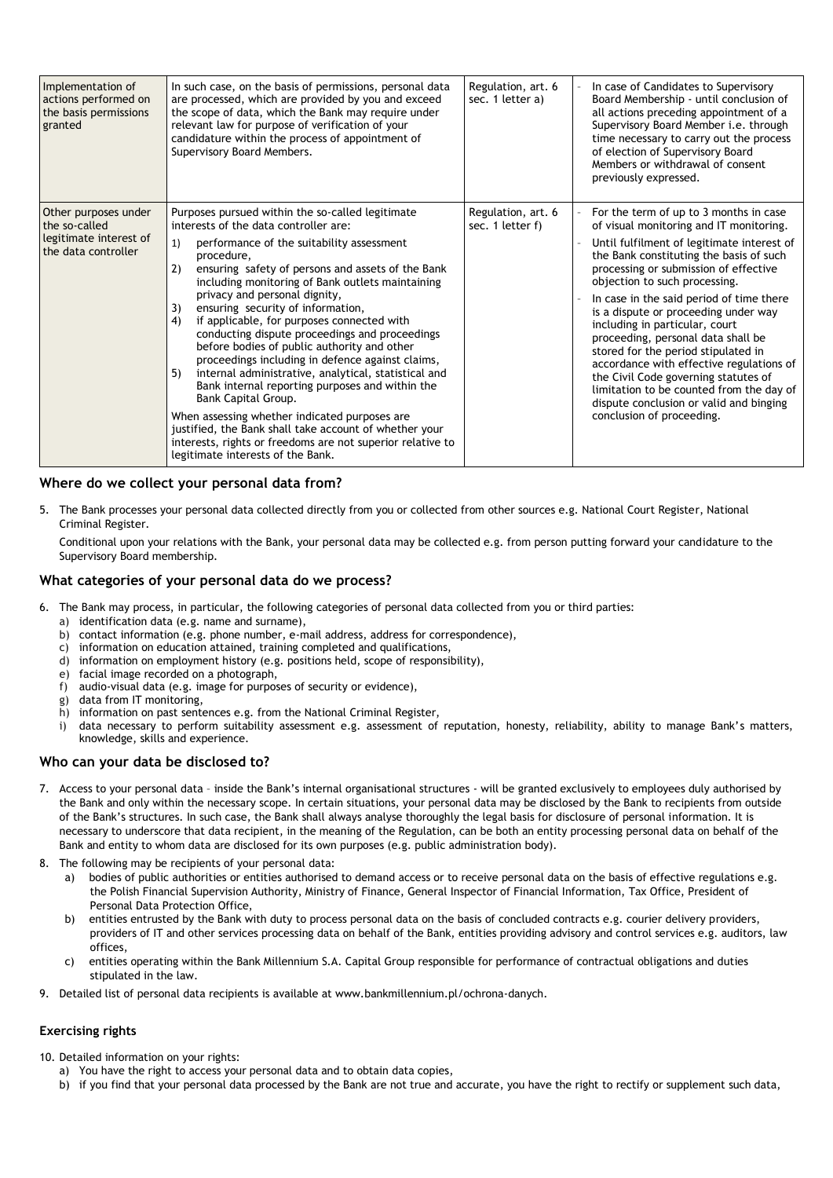| | | | |
|---|---|---|---|
| Implementation of actions performed on the basis permissions granted | In such case, on the basis of permissions, personal data are processed, which are provided by you and exceed the scope of data, which the Bank may require under relevant law for purpose of verification of your candidature within the process of appointment of Supervisory Board Members. | Regulation, art. 6 sec. 1 letter a) | - In case of Candidates to Supervisory Board Membership - until conclusion of all actions preceding appointment of a Supervisory Board Member i.e. through time necessary to carry out the process of election of Supervisory Board Members or withdrawal of consent previously expressed. |
| Other purposes under the so-called legitimate interest of the data controller | Purposes pursued within the so-called legitimate interests of the data controller are:<br>1) performance of the suitability assessment procedure,<br>2) ensuring safety of persons and assets of the Bank including monitoring of Bank outlets maintaining privacy and personal dignity,<br>3) ensuring security of information,<br>4) if applicable, for purposes connected with conducting dispute proceedings and proceedings before bodies of public authority and other proceedings including in defence against claims,<br>5) internal administrative, analytical, statistical and Bank internal reporting purposes and within the Bank Capital Group.<br>When assessing whether indicated purposes are justified, the Bank shall take account of whether your interests, rights or freedoms are not superior relative to legitimate interests of the Bank. | Regulation, art. 6 sec. 1 letter f) | - For the term of up to 3 months in case of visual monitoring and IT monitoring.<br>- Until fulfilment of legitimate interest of the Bank constituting the basis of such processing or submission of effective objection to such processing.<br>- In case in the said period of time there is a dispute or proceeding under way including in particular, court proceeding, personal data shall be stored for the period stipulated in accordance with effective regulations of the Civil Code governing statutes of limitation to be counted from the day of dispute conclusion or valid and binging conclusion of proceeding. |

### Where do we collect your personal data from?

5. The Bank processes your personal data collected directly from you or collected from other sources e.g. National Court Register, National Criminal Register.

   Conditional upon your relations with the Bank, your personal data may be collected e.g. from person putting forward your candidature to the Supervisory Board membership.

### What categories of your personal data do we process?

6. The Bank may process, in particular, the following categories of personal data collected from you or third parties:
   a) identification data (e.g. name and surname),
   b) contact information (e.g. phone number, e-mail address, address for correspondence),
   c) information on education attained, training completed and qualifications,
   d) information on employment history (e.g. positions held, scope of responsibility),
   e) facial image recorded on a photograph,
   f) audio-visual data (e.g. image for purposes of security or evidence),
   g) data from IT monitoring,
   h) information on past sentences e.g. from the National Criminal Register,
   i) data necessary to perform suitability assessment e.g. assessment of reputation, honesty, reliability, ability to manage Bank's matters, knowledge, skills and experience.

### Who can your data be disclosed to?

7. Access to your personal data – inside the Bank's internal organisational structures - will be granted exclusively to employees duly authorised by the Bank and only within the necessary scope. In certain situations, your personal data may be disclosed by the Bank to recipients from outside of the Bank's structures. In such case, the Bank shall always analyse thoroughly the legal basis for disclosure of personal information. It is necessary to underscore that data recipient, in the meaning of the Regulation, can be both an entity processing personal data on behalf of the Bank and entity to whom data are disclosed for its own purposes (e.g. public administration body).
8. The following may be recipients of your personal data:
   a) bodies of public authorities or entities authorised to demand access or to receive personal data on the basis of effective regulations e.g. the Polish Financial Supervision Authority, Ministry of Finance, General Inspector of Financial Information, Tax Office, President of Personal Data Protection Office,
   b) entities entrusted by the Bank with duty to process personal data on the basis of concluded contracts e.g. courier delivery providers, providers of IT and other services processing data on behalf of the Bank, entities providing advisory and control services e.g. auditors, law offices,
   c) entities operating within the Bank Millennium S.A. Capital Group responsible for performance of contractual obligations and duties stipulated in the law.
9. Detailed list of personal data recipients is available at www.bankmillennium.pl/ochrona-danych.

### Exercising rights

10. Detailed information on your rights:
    a) You have the right to access your personal data and to obtain data copies,
    b) if you find that your personal data processed by the Bank are not true and accurate, you have the right to rectify or supplement such data,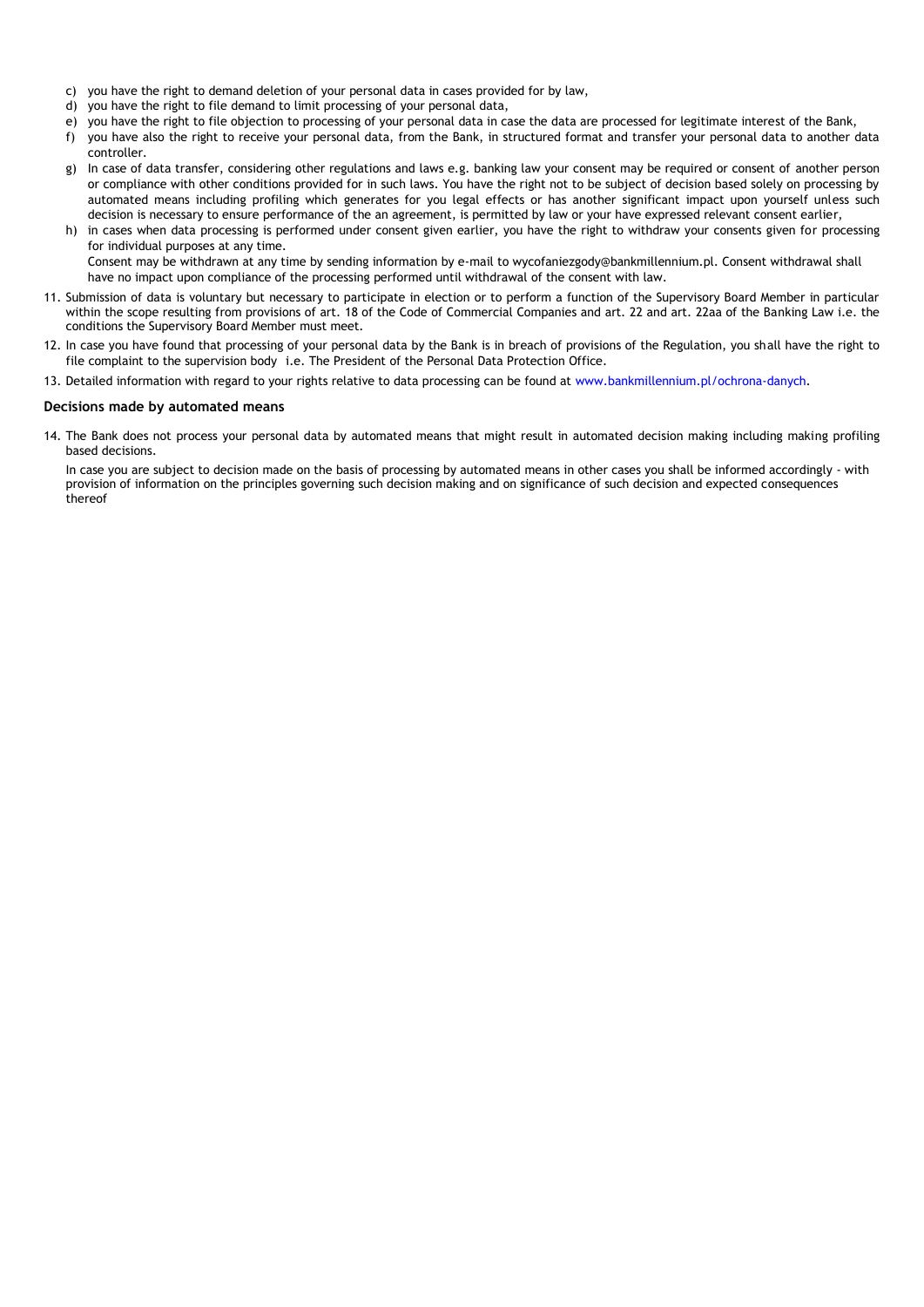c) you have the right to demand deletion of your personal data in cases provided for by law,
d) you have the right to file demand to limit processing of your personal data,
e) you have the right to file objection to processing of your personal data in case the data are processed for legitimate interest of the Bank,
f) you have also the right to receive your personal data, from the Bank, in structured format and transfer your personal data to another data controller.
g) In case of data transfer, considering other regulations and laws e.g. banking law your consent may be required or consent of another person or compliance with other conditions provided for in such laws. You have the right not to be subject of decision based solely on processing by automated means including profiling which generates for you legal effects or has another significant impact upon yourself unless such decision is necessary to ensure performance of the an agreement, is permitted by law or your have expressed relevant consent earlier,
h) in cases when data processing is performed under consent given earlier, you have the right to withdraw your consents given for processing for individual purposes at any time.
   Consent may be withdrawn at any time by sending information by e-mail to wycofaniezgody@bankmillennium.pl. Consent withdrawal shall have no impact upon compliance of the processing performed until withdrawal of the consent with law.

11. Submission of data is voluntary but necessary to participate in election or to perform a function of the Supervisory Board Member in particular within the scope resulting from provisions of art. 18 of the Code of Commercial Companies and art. 22 and art. 22aa of the Banking Law i.e. the conditions the Supervisory Board Member must meet.
12. In case you have found that processing of your personal data by the Bank is in breach of provisions of the Regulation, you shall have the right to file complaint to the supervision body i.e. The President of the Personal Data Protection Office.
13. Detailed information with regard to your rights relative to data processing can be found at www.bankmillennium.pl/ochrona-danych.

**Decisions made by automated means**

14. The Bank does not process your personal data by automated means that might result in automated decision making including making profiling based decisions.

    In case you are subject to decision made on the basis of processing by automated means in other cases you shall be informed accordingly - with provision of information on the principles governing such decision making and on significance of such decision and expected consequences thereof